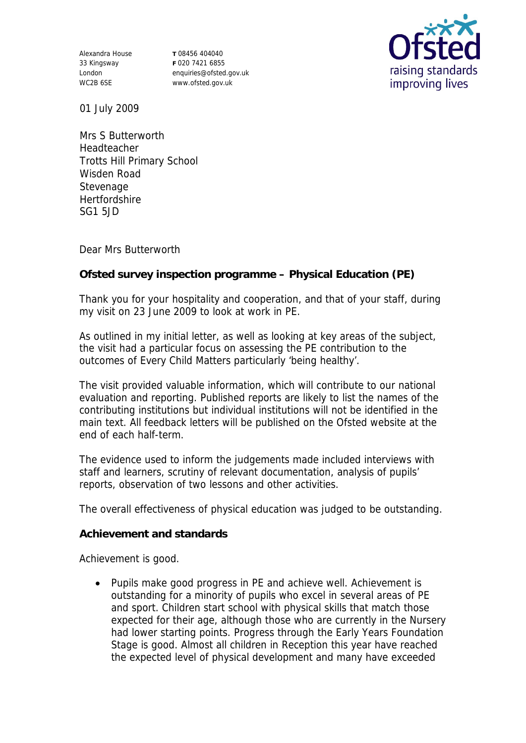Alexandra House
33 Kingsway
London
WC2B 6SE

T 08456 404040
F 020 7421 6855
enquiries@ofsted.gov.uk
www.ofsted.gov.uk

Ofsted
raising standards
improving lives

01 July 2009

Mrs S Butterworth
Headteacher
Trotts Hill Primary School
Wisden Road
Stevenage
Hertfordshire
SG1 5JD

Dear Mrs Butterworth

**Ofsted survey inspection programme – Physical Education (PE)**

Thank you for your hospitality and cooperation, and that of your staff, during my visit on 23 June 2009 to look at work in PE.

As outlined in my initial letter, as well as looking at key areas of the subject, the visit had a particular focus on assessing the PE contribution to the outcomes of Every Child Matters particularly 'being healthy'.

The visit provided valuable information, which will contribute to our national evaluation and reporting. Published reports are likely to list the names of the contributing institutions but individual institutions will not be identified in the main text. All feedback letters will be published on the Ofsted website at the end of each half-term.

The evidence used to inform the judgements made included interviews with staff and learners, scrutiny of relevant documentation, analysis of pupils' reports, observation of two lessons and other activities.

The overall effectiveness of physical education was judged to be outstanding.

**Achievement and standards**

Achievement is good.

- Pupils make good progress in PE and achieve well. Achievement is outstanding for a minority of pupils who excel in several areas of PE and sport. Children start school with physical skills that match those expected for their age, although those who are currently in the Nursery had lower starting points. Progress through the Early Years Foundation Stage is good. Almost all children in Reception this year have reached the expected level of physical development and many have exceeded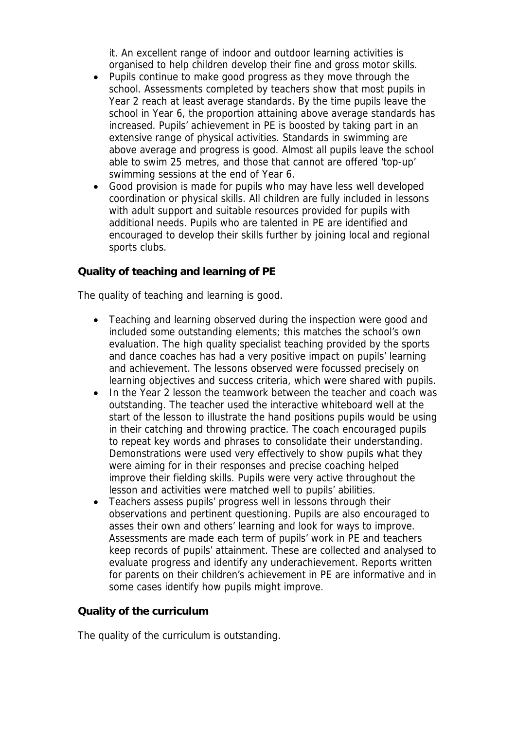it. An excellent range of indoor and outdoor learning activities is organised to help children develop their fine and gross motor skills.

- Pupils continue to make good progress as they move through the school. Assessments completed by teachers show that most pupils in Year 2 reach at least average standards. By the time pupils leave the school in Year 6, the proportion attaining above average standards has increased. Pupils' achievement in PE is boosted by taking part in an extensive range of physical activities. Standards in swimming are above average and progress is good. Almost all pupils leave the school able to swim 25 metres, and those that cannot are offered 'top-up' swimming sessions at the end of Year 6.
- Good provision is made for pupils who may have less well developed coordination or physical skills. All children are fully included in lessons with adult support and suitable resources provided for pupils with additional needs. Pupils who are talented in PE are identified and encouraged to develop their skills further by joining local and regional sports clubs.

**Quality of teaching and learning of PE**

The quality of teaching and learning is good.

- Teaching and learning observed during the inspection were good and included some outstanding elements; this matches the school's own evaluation. The high quality specialist teaching provided by the sports and dance coaches has had a very positive impact on pupils' learning and achievement. The lessons observed were focussed precisely on learning objectives and success criteria, which were shared with pupils.
- In the Year 2 lesson the teamwork between the teacher and coach was outstanding. The teacher used the interactive whiteboard well at the start of the lesson to illustrate the hand positions pupils would be using in their catching and throwing practice. The coach encouraged pupils to repeat key words and phrases to consolidate their understanding. Demonstrations were used very effectively to show pupils what they were aiming for in their responses and precise coaching helped improve their fielding skills. Pupils were very active throughout the lesson and activities were matched well to pupils' abilities.
- Teachers assess pupils' progress well in lessons through their observations and pertinent questioning. Pupils are also encouraged to asses their own and others' learning and look for ways to improve. Assessments are made each term of pupils' work in PE and teachers keep records of pupils' attainment. These are collected and analysed to evaluate progress and identify any underachievement. Reports written for parents on their children's achievement in PE are informative and in some cases identify how pupils might improve.

**Quality of the curriculum**

The quality of the curriculum is outstanding.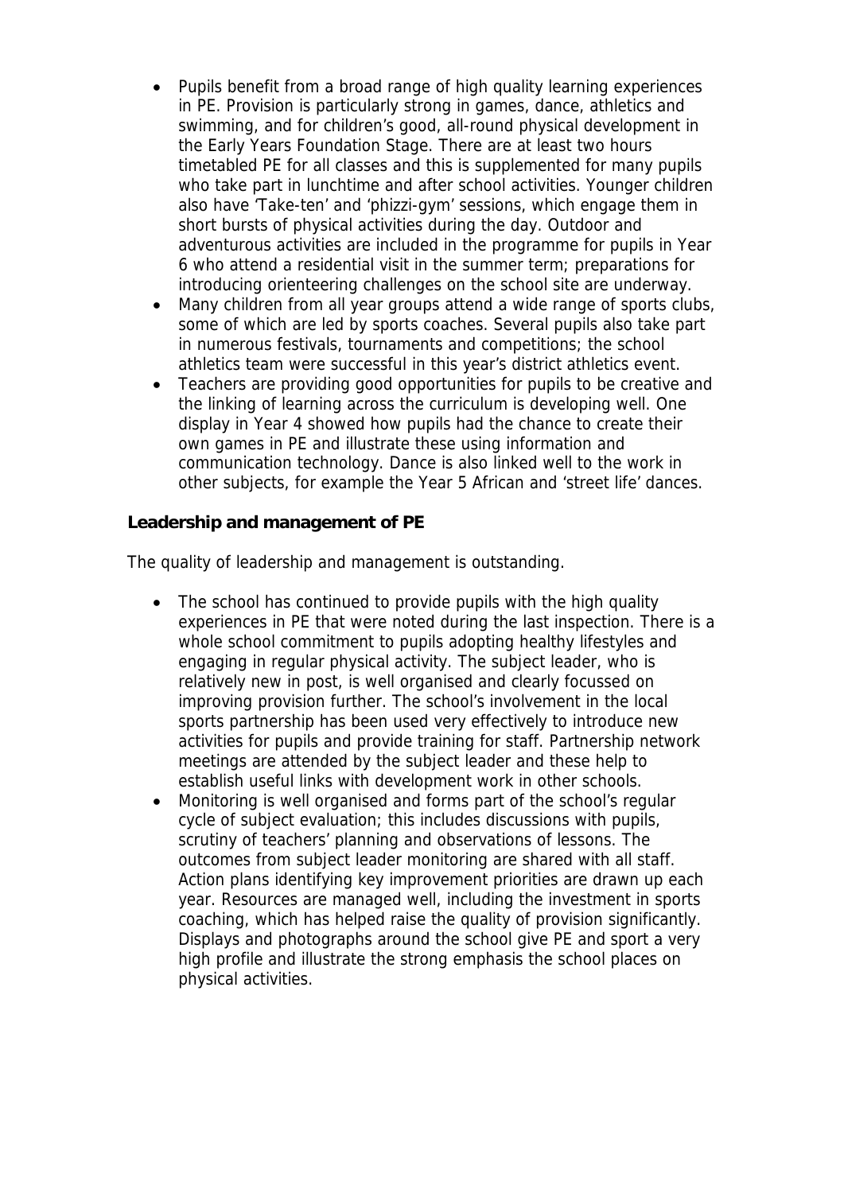- Pupils benefit from a broad range of high quality learning experiences in PE. Provision is particularly strong in games, dance, athletics and swimming, and for children's good, all-round physical development in the Early Years Foundation Stage. There are at least two hours timetabled PE for all classes and this is supplemented for many pupils who take part in lunchtime and after school activities. Younger children also have 'Take-ten' and 'phizzi-gym' sessions, which engage them in short bursts of physical activities during the day. Outdoor and adventurous activities are included in the programme for pupils in Year 6 who attend a residential visit in the summer term; preparations for introducing orienteering challenges on the school site are underway.
- Many children from all year groups attend a wide range of sports clubs, some of which are led by sports coaches. Several pupils also take part in numerous festivals, tournaments and competitions; the school athletics team were successful in this year's district athletics event.
- Teachers are providing good opportunities for pupils to be creative and the linking of learning across the curriculum is developing well. One display in Year 4 showed how pupils had the chance to create their own games in PE and illustrate these using information and communication technology. Dance is also linked well to the work in other subjects, for example the Year 5 African and 'street life' dances.

**Leadership and management of PE**

The quality of leadership and management is outstanding.

- The school has continued to provide pupils with the high quality experiences in PE that were noted during the last inspection. There is a whole school commitment to pupils adopting healthy lifestyles and engaging in regular physical activity. The subject leader, who is relatively new in post, is well organised and clearly focussed on improving provision further. The school's involvement in the local sports partnership has been used very effectively to introduce new activities for pupils and provide training for staff. Partnership network meetings are attended by the subject leader and these help to establish useful links with development work in other schools.
- Monitoring is well organised and forms part of the school's regular cycle of subject evaluation; this includes discussions with pupils, scrutiny of teachers' planning and observations of lessons. The outcomes from subject leader monitoring are shared with all staff. Action plans identifying key improvement priorities are drawn up each year. Resources are managed well, including the investment in sports coaching, which has helped raise the quality of provision significantly. Displays and photographs around the school give PE and sport a very high profile and illustrate the strong emphasis the school places on physical activities.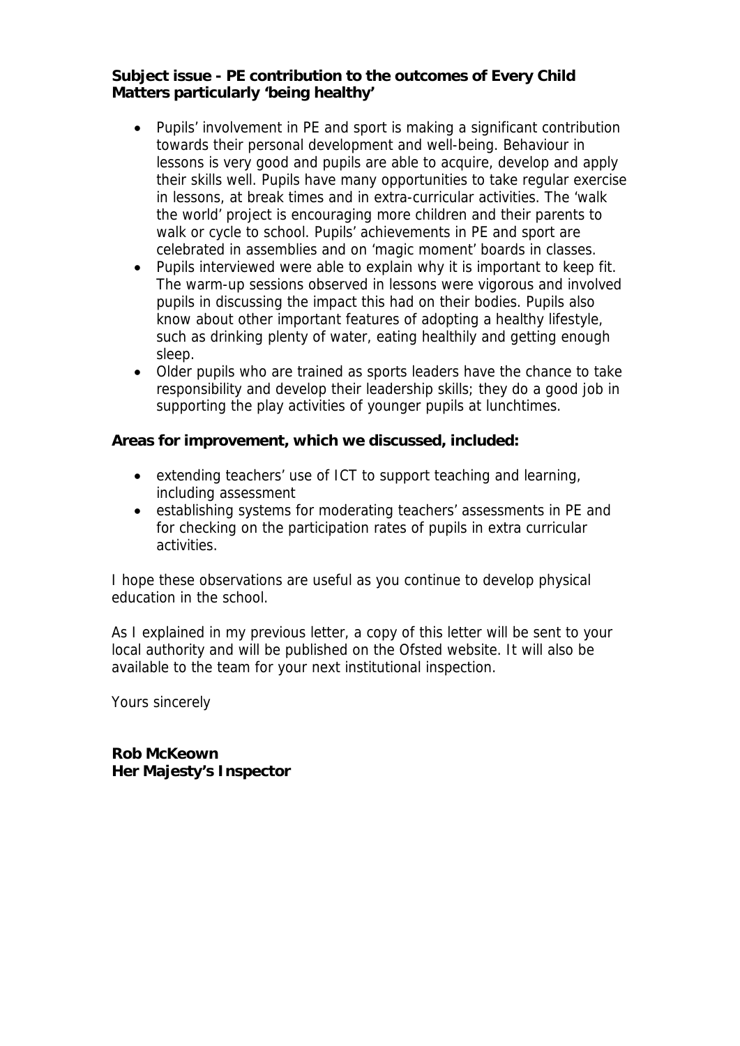**Subject issue - PE contribution to the outcomes of Every Child Matters particularly 'being healthy'**

- Pupils' involvement in PE and sport is making a significant contribution towards their personal development and well-being. Behaviour in lessons is very good and pupils are able to acquire, develop and apply their skills well. Pupils have many opportunities to take regular exercise in lessons, at break times and in extra-curricular activities. The 'walk the world' project is encouraging more children and their parents to walk or cycle to school. Pupils' achievements in PE and sport are celebrated in assemblies and on 'magic moment' boards in classes.
- Pupils interviewed were able to explain why it is important to keep fit. The warm-up sessions observed in lessons were vigorous and involved pupils in discussing the impact this had on their bodies. Pupils also know about other important features of adopting a healthy lifestyle, such as drinking plenty of water, eating healthily and getting enough sleep.
- Older pupils who are trained as sports leaders have the chance to take responsibility and develop their leadership skills; they do a good job in supporting the play activities of younger pupils at lunchtimes.

**Areas for improvement, which we discussed, included:**

- extending teachers' use of ICT to support teaching and learning, including assessment
- establishing systems for moderating teachers' assessments in PE and for checking on the participation rates of pupils in extra curricular activities.

I hope these observations are useful as you continue to develop physical education in the school.

As I explained in my previous letter, a copy of this letter will be sent to your local authority and will be published on the Ofsted website. It will also be available to the team for your next institutional inspection.

Yours sincerely

**Rob McKeown**
**Her Majesty's Inspector**